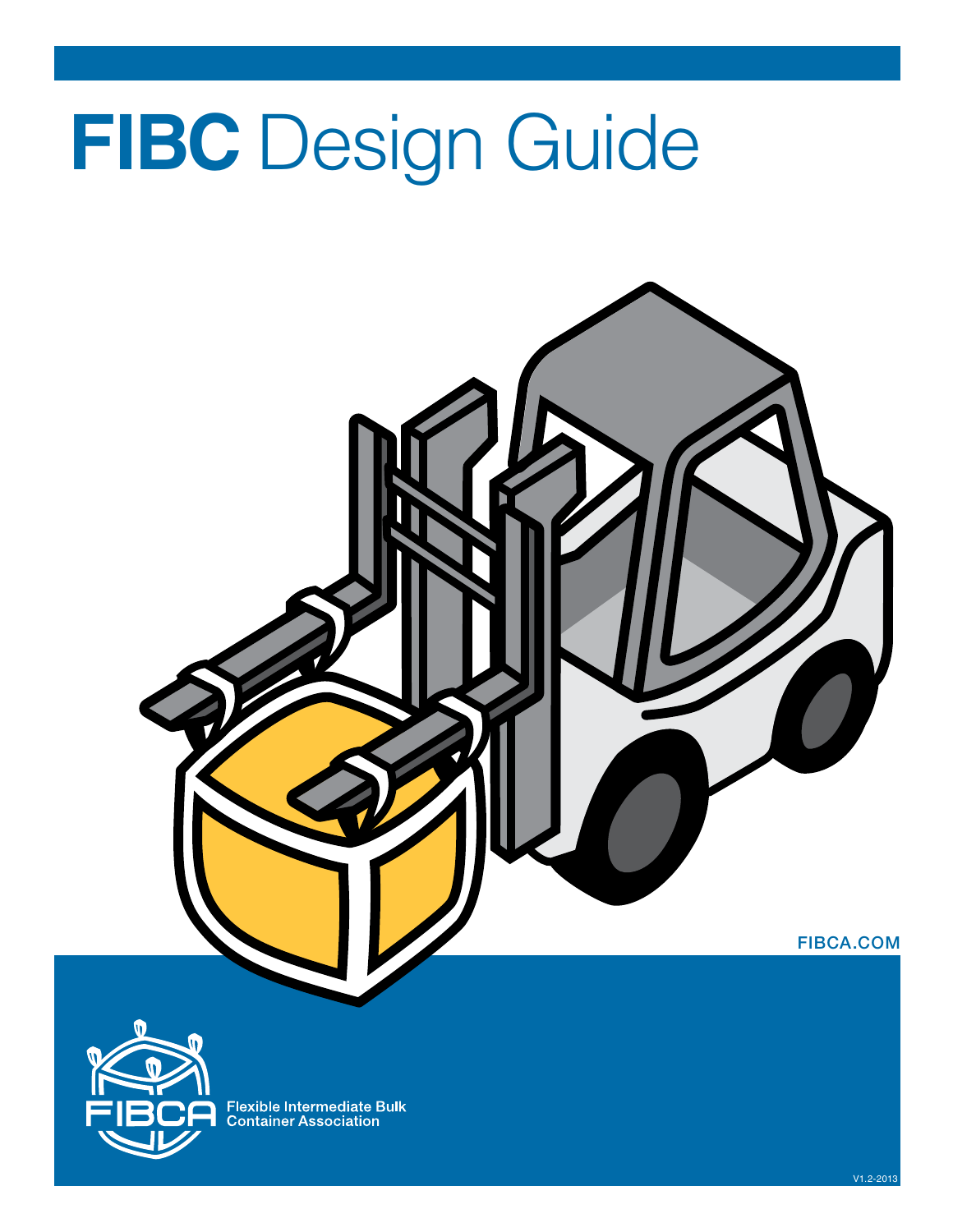# FIBC Design Guide

FIBCA.COM

FIBCA

Flexible Intermediate Bulk Container Association

V1.2-2013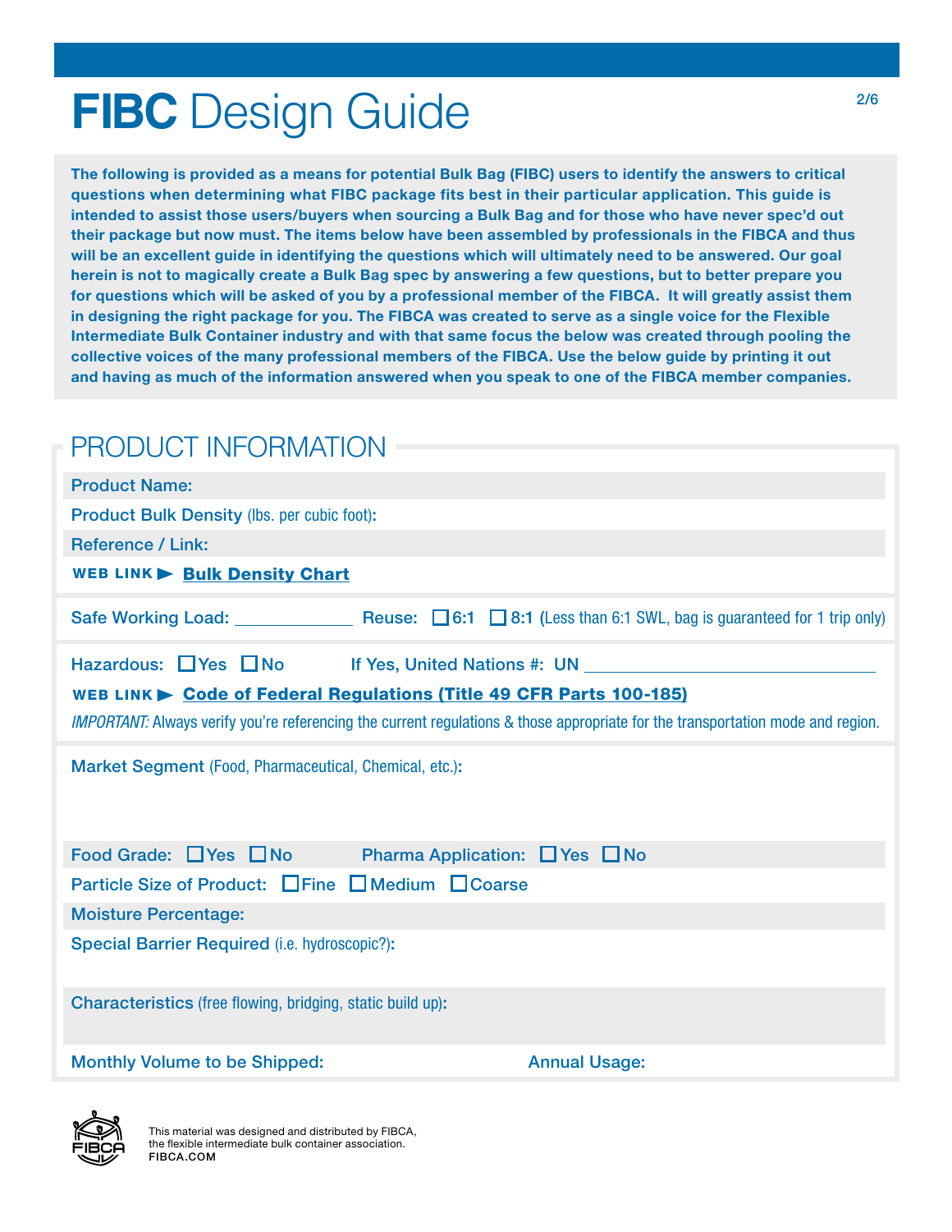# **FIBC** Design Guide

**The following is provided as a means for potential Bulk Bag (FIBC) users to identify the answers to critical questions when determining what FIBC package fits best in their particular application. This guide is intended to assist those users/buyers when sourcing a Bulk Bag and for those who have never spec'd out their package but now must. The items below have been assembled by professionals in the FIBCA and thus will be an excellent guide in identifying the questions which will ultimately need to be answered. Our goal herein is not to magically create a Bulk Bag spec by answering a few questions, but to better prepare you for questions which will be asked of you by a professional member of the FIBCA. It will greatly assist them in designing the right package for you. The FIBCA was created to serve as a single voice for the Flexible Intermediate Bulk Container industry and with that same focus the below was created through pooling the collective voices of the many professional members of the FIBCA. Use the below guide by printing it out and having as much of the information answered when you speak to one of the FIBCA member companies.**

## PRODUCT INFORMATION

Product Name:

Product Bulk Density (lbs. per cubic foot):

Reference / Link:

**WEB LINK ▶** **Bulk Density Chart**

Safe Working Load: ____________ Reuse: ☐ 6:1 ☐ 8:1 (Less than 6:1 SWL, bag is guaranteed for 1 trip only)

Hazardous: ☐ Yes ☐ No  If Yes, United Nations #: UN ____________________

**WEB LINK ▶** **Code of Federal Regulations (Title 49 CFR Parts 100-185)**

*IMPORTANT:* Always verify you're referencing the current regulations & those appropriate for the transportation mode and region.

Market Segment (Food, Pharmaceutical, Chemical, etc.):

Food Grade: ☐ Yes ☐ No  Pharma Application: ☐ Yes ☐ No

Particle Size of Product: ☐ Fine ☐ Medium ☐ Coarse

Moisture Percentage:

Special Barrier Required (i.e. hydroscopic?):

Characteristics (free flowing, bridging, static build up):

Monthly Volume to be Shipped:  Annual Usage:

This material was designed and distributed by FIBCA, the flexible intermediate bulk container association.
**FIBCA.COM**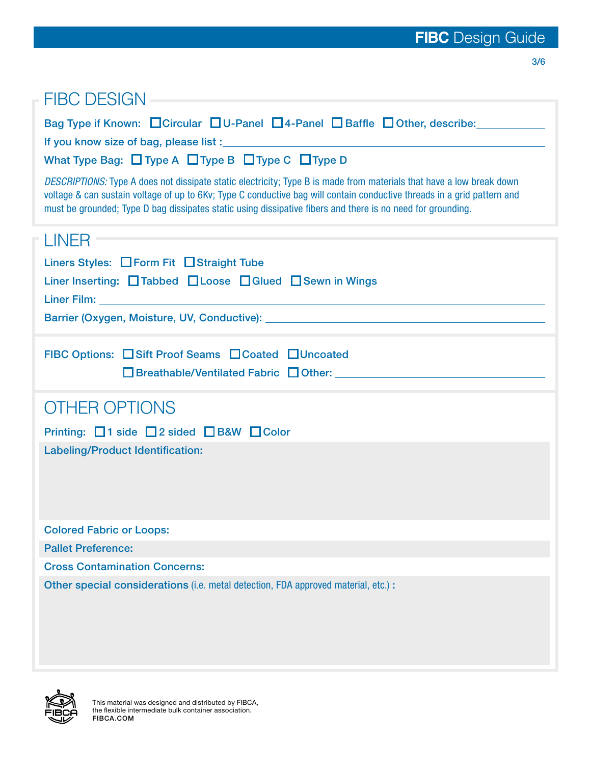## FIBC DESIGN

**Bag Type if Known:** ☐ Circular ☐ U-Panel ☐ 4-Panel ☐ Baffle ☐ Other, describe: ____________

**If you know size of bag, please list :** ____________

**What Type Bag:** ☐ Type A ☐ Type B ☐ Type C ☐ Type D

*DESCRIPTIONS:* Type A does not dissipate static electricity; Type B is made from materials that have a low break down voltage & can sustain voltage of up to 6Kv; Type C conductive bag will contain conductive threads in a grid pattern and must be grounded; Type D bag dissipates static using dissipative fibers and there is no need for grounding.

## LINER

**Liners Styles:** ☐ Form Fit ☐ Straight Tube

**Liner Inserting:** ☐ Tabbed ☐ Loose ☐ Glued ☐ Sewn in Wings

**Liner Film:** ____________

**Barrier (Oxygen, Moisture, UV, Conductive):** ____________

**FIBC Options:** ☐ Sift Proof Seams ☐ Coated ☐ Uncoated ☐ Breathable/Ventilated Fabric ☐ Other: ____________

## OTHER OPTIONS

**Printing:** ☐ 1 side ☐ 2 sided ☐ B&W ☐ Color

**Labeling/Product Identification:**

**Colored Fabric or Loops:**

**Pallet Preference:**

**Cross Contamination Concerns:**

**Other special considerations** (i.e. metal detection, FDA approved material, etc.) **:**

This material was designed and distributed by FIBCA, the flexible intermediate bulk container association.
**FIBCA.COM**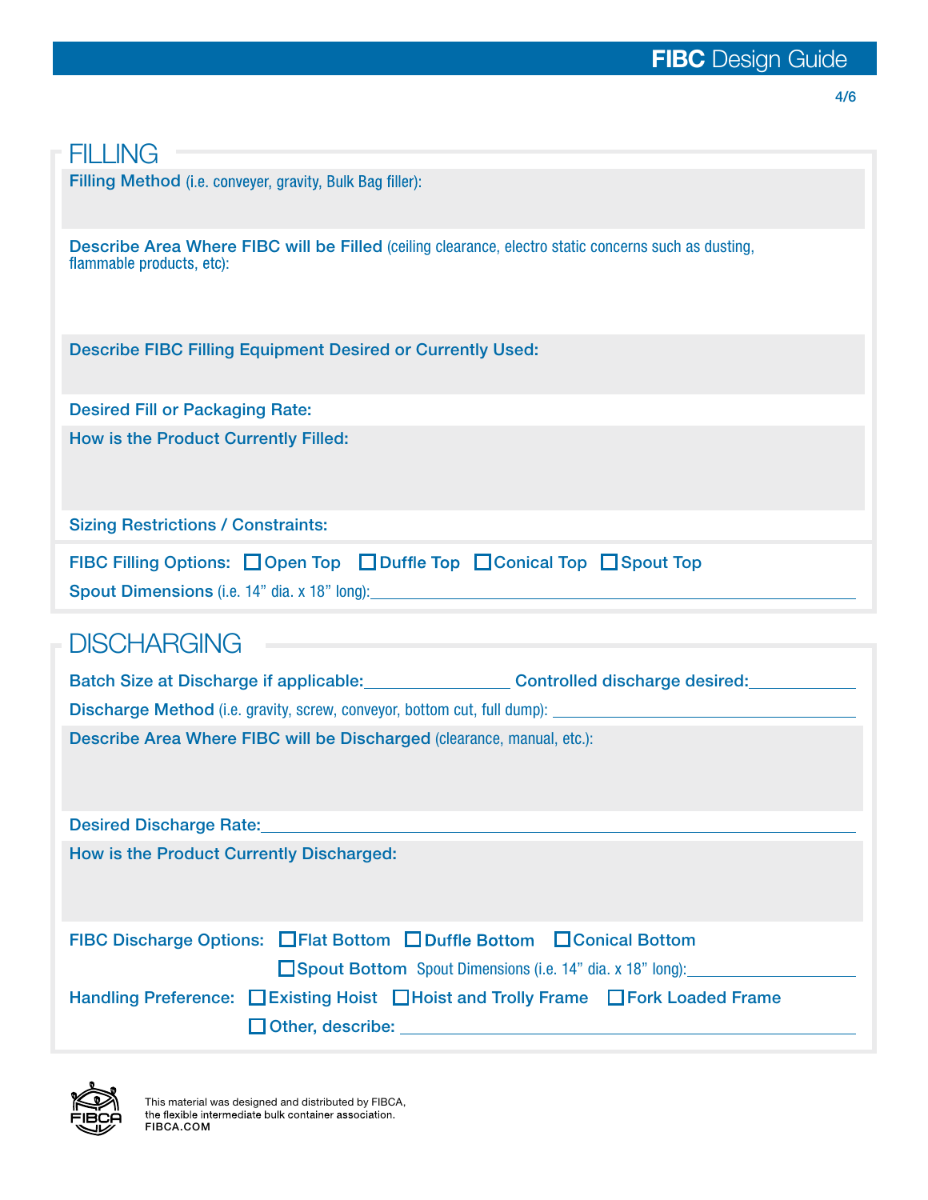## FILLING

**Filling Method** (i.e. conveyer, gravity, Bulk Bag filler):

**Describe Area Where FIBC will be Filled** (ceiling clearance, electro static concerns such as dusting, flammable products, etc):

**Describe FIBC Filling Equipment Desired or Currently Used:**

**Desired Fill or Packaging Rate:**

**How is the Product Currently Filled:**

**Sizing Restrictions / Constraints:**

**FIBC Filling Options:** ☐ Open Top ☐ Duffle Top ☐ Conical Top ☐ Spout Top

**Spout Dimensions** (i.e. 14" dia. x 18" long):\_\_\_\_\_\_\_\_\_\_\_\_\_\_\_\_\_\_\_\_

## DISCHARGING

**Batch Size at Discharge if applicable:**\_\_\_\_\_\_\_\_\_\_ **Controlled discharge desired:**\_\_\_\_\_\_\_\_\_\_

**Discharge Method** (i.e. gravity, screw, conveyor, bottom cut, full dump): \_\_\_\_\_\_\_\_\_\_\_\_\_\_\_\_\_\_\_\_

**Describe Area Where FIBC will be Discharged** (clearance, manual, etc.):

**Desired Discharge Rate:**\_\_\_\_\_\_\_\_\_\_\_\_\_\_\_\_\_\_\_\_

**How is the Product Currently Discharged:**

**FIBC Discharge Options:** ☐ Flat Bottom ☐ Duffle Bottom ☐ Conical Bottom

☐ Spout Bottom Spout Dimensions (i.e. 14" dia. x 18" long):\_\_\_\_\_\_\_\_\_\_\_\_\_\_\_\_\_\_\_\_

**Handling Preference:** ☐ Existing Hoist ☐ Hoist and Trolly Frame ☐ Fork Loaded Frame

☐ Other, describe: \_\_\_\_\_\_\_\_\_\_\_\_\_\_\_\_\_\_\_\_

This material was designed and distributed by FIBCA, the flexible intermediate bulk container association.
FIBCA.COM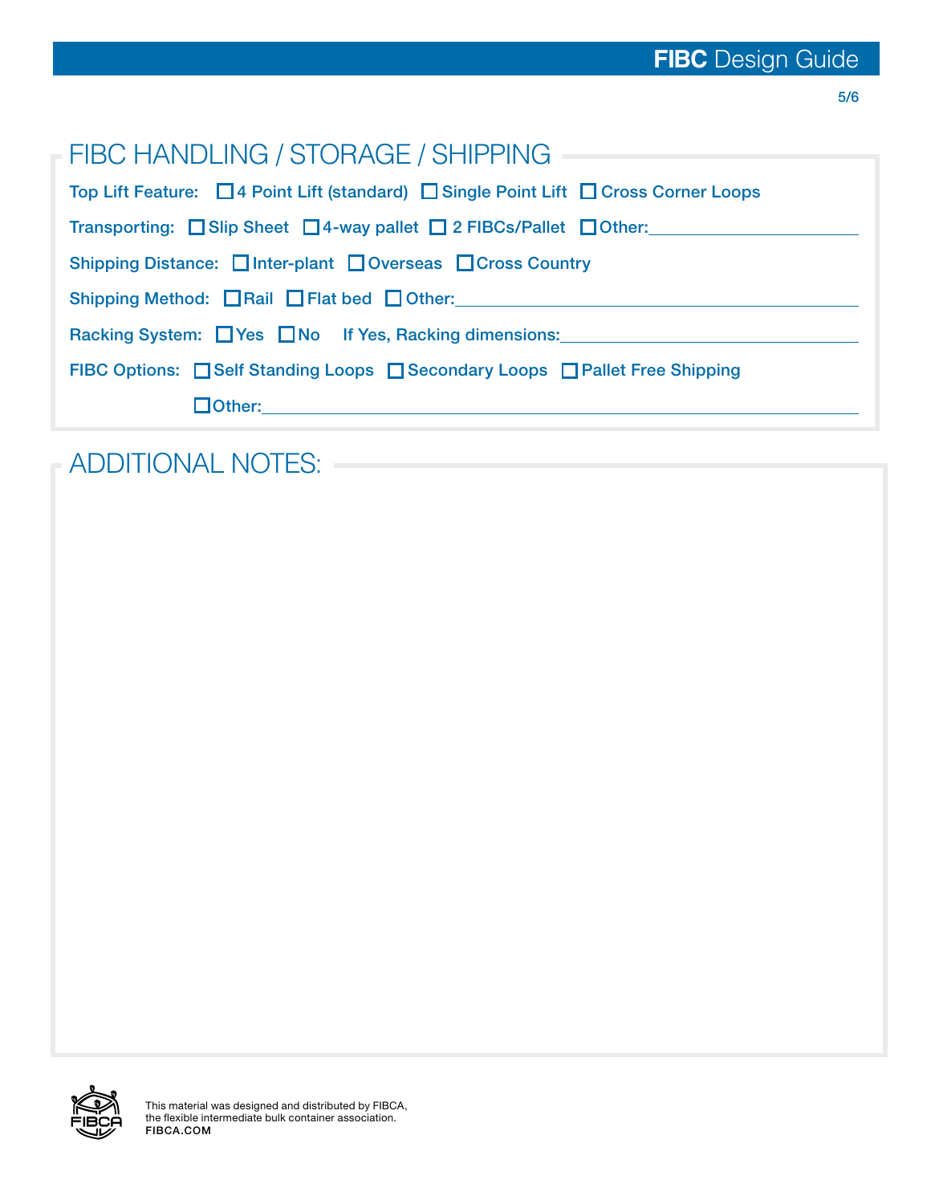## FIBC HANDLING / STORAGE / SHIPPING

**Top Lift Feature:** ☐ 4 Point Lift (standard) ☐ Single Point Lift ☐ Cross Corner Loops

**Transporting:** ☐ Slip Sheet ☐ 4-way pallet ☐ 2 FIBCs/Pallet ☐ Other:______________________

**Shipping Distance:** ☐ Inter-plant ☐ Overseas ☐ Cross Country

**Shipping Method:** ☐ Rail ☐ Flat bed ☐ Other:______________________________________

**Racking System:** ☐ Yes ☐ No If Yes, Racking dimensions:_________________________

**FIBC Options:** ☐ Self Standing Loops ☐ Secondary Loops ☐ Pallet Free Shipping

☐ Other:________________________________________________________________

## ADDITIONAL NOTES:

This material was designed and distributed by FIBCA,
the flexible intermediate bulk container association.
FIBCA.COM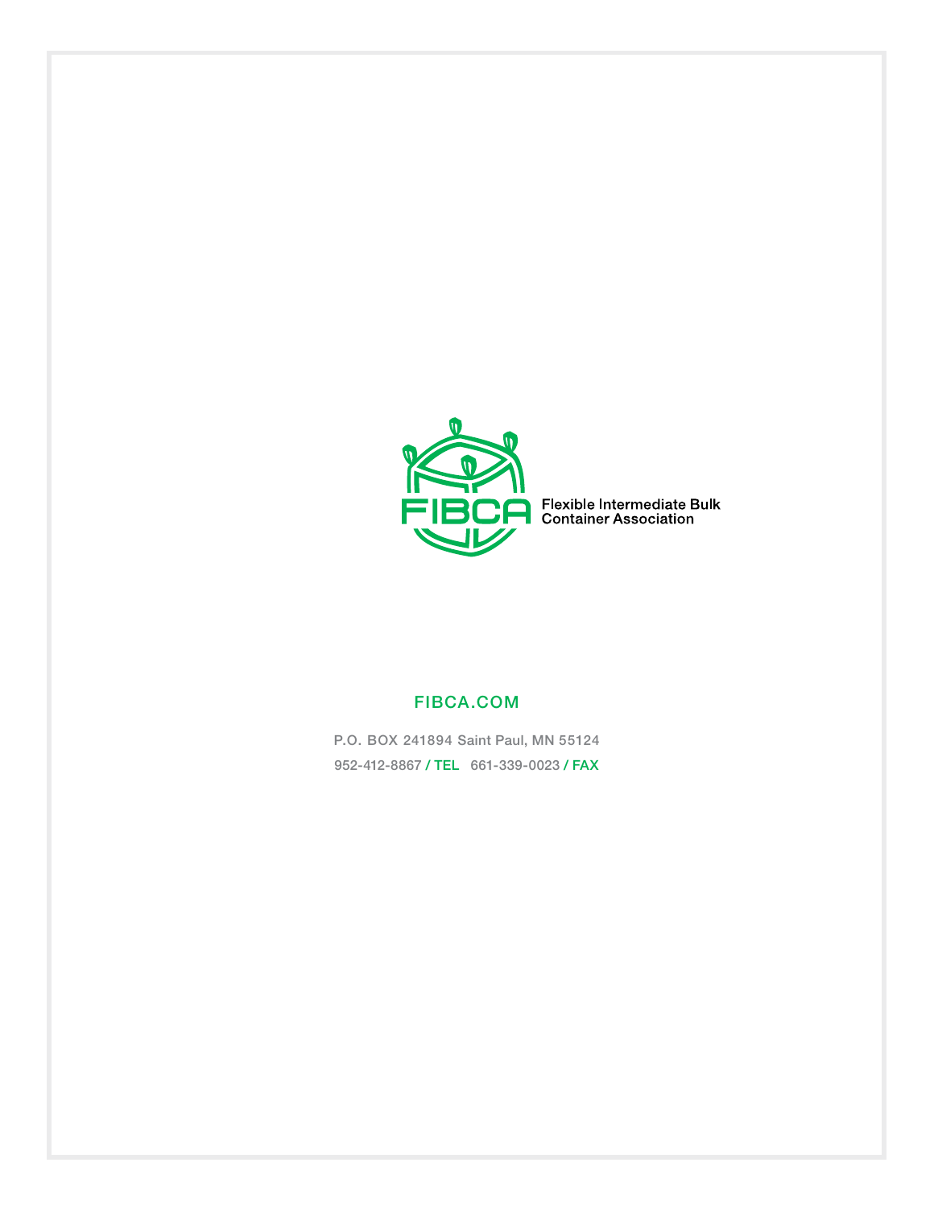FIBCA

Flexible Intermediate Bulk Container Association

FIBCA.COM

P.O. BOX 241894 Saint Paul, MN 55124

952-412-8867 / TEL 661-339-0023 / FAX